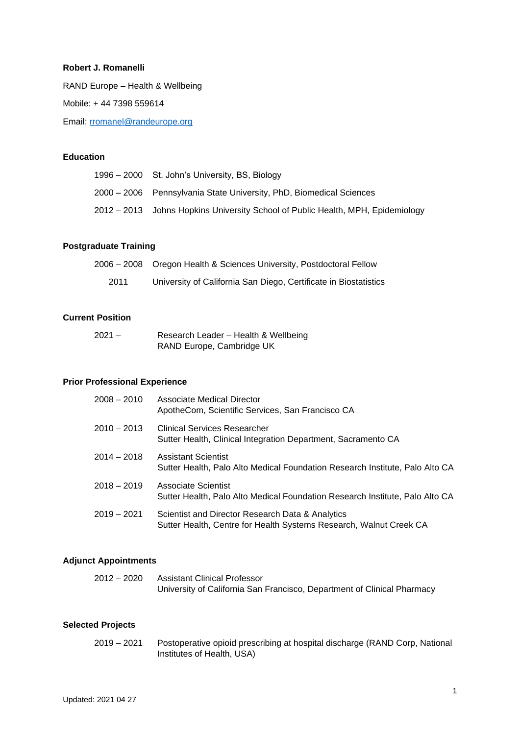**Robert J. Romanelli**

RAND Europe – Health & Wellbeing

Mobile: + 44 7398 559614

Email: [rromanel@randeurope.org](mailto:rromanel@randeurope.org)

## Education

| | |
|---|---|
| 1996 – 2000 | St. John's University, BS, Biology |
| 2000 – 2006 | Pennsylvania State University, PhD, Biomedical Sciences |
| 2012 – 2013 | Johns Hopkins University School of Public Health, MPH, Epidemiology |

## Postgraduate Training

| | |
|---|---|
| 2006 – 2008 | Oregon Health & Sciences University, Postdoctoral Fellow |
| 2011 | University of California San Diego, Certificate in Biostatistics |

## Current Position

| | |
|---|---|
| 2021 – | Research Leader – Health & Wellbeing<br>RAND Europe, Cambridge UK |

## Prior Professional Experience

| | |
|---|---|
| 2008 – 2010 | Associate Medical Director<br>ApotheCom, Scientific Services, San Francisco CA |
| 2010 – 2013 | Clinical Services Researcher<br>Sutter Health, Clinical Integration Department, Sacramento CA |
| 2014 – 2018 | Assistant Scientist<br>Sutter Health, Palo Alto Medical Foundation Research Institute, Palo Alto CA |
| 2018 – 2019 | Associate Scientist<br>Sutter Health, Palo Alto Medical Foundation Research Institute, Palo Alto CA |
| 2019 – 2021 | Scientist and Director Research Data & Analytics<br>Sutter Health, Centre for Health Systems Research, Walnut Creek CA |

## Adjunct Appointments

| | |
|---|---|
| 2012 – 2020 | Assistant Clinical Professor<br>University of California San Francisco, Department of Clinical Pharmacy |

## Selected Projects

| | |
|---|---|
| 2019 – 2021 | Postoperative opioid prescribing at hospital discharge (RAND Corp, National Institutes of Health, USA) |

Updated: 2021 04 27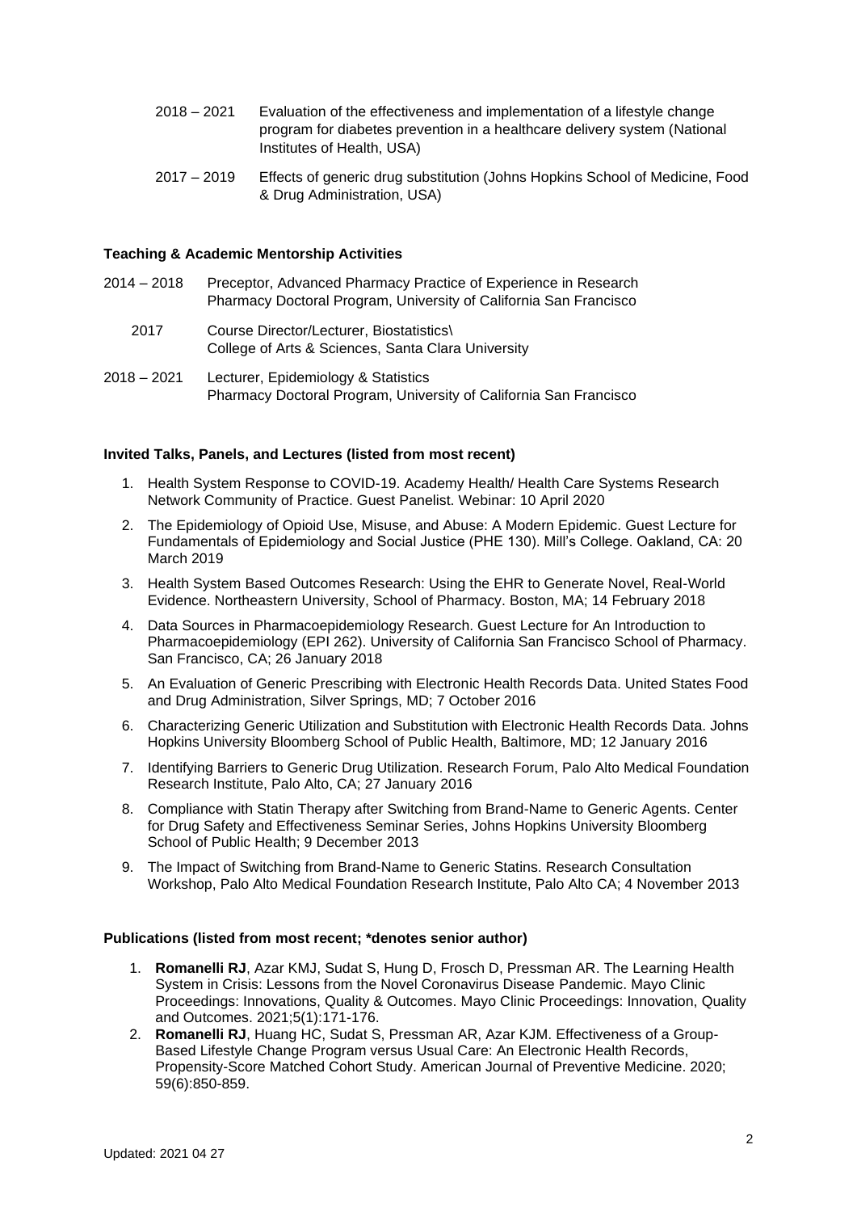2018 – 2021 Evaluation of the effectiveness and implementation of a lifestyle change program for diabetes prevention in a healthcare delivery system (National Institutes of Health, USA)

2017 – 2019 Effects of generic drug substitution (Johns Hopkins School of Medicine, Food & Drug Administration, USA)

**Teaching & Academic Mentorship Activities**

2014 – 2018 Preceptor, Advanced Pharmacy Practice of Experience in Research
Pharmacy Doctoral Program, University of California San Francisco

2017 Course Director/Lecturer, Biostatistics\
College of Arts & Sciences, Santa Clara University

2018 – 2021 Lecturer, Epidemiology & Statistics
Pharmacy Doctoral Program, University of California San Francisco

**Invited Talks, Panels, and Lectures (listed from most recent)**

1. Health System Response to COVID-19. Academy Health/ Health Care Systems Research Network Community of Practice. Guest Panelist. Webinar: 10 April 2020
2. The Epidemiology of Opioid Use, Misuse, and Abuse: A Modern Epidemic. Guest Lecture for Fundamentals of Epidemiology and Social Justice (PHE 130). Mill's College. Oakland, CA: 20 March 2019
3. Health System Based Outcomes Research: Using the EHR to Generate Novel, Real-World Evidence. Northeastern University, School of Pharmacy. Boston, MA; 14 February 2018
4. Data Sources in Pharmacoepidemiology Research. Guest Lecture for An Introduction to Pharmacoepidemiology (EPI 262). University of California San Francisco School of Pharmacy. San Francisco, CA; 26 January 2018
5. An Evaluation of Generic Prescribing with Electronic Health Records Data. United States Food and Drug Administration, Silver Springs, MD; 7 October 2016
6. Characterizing Generic Utilization and Substitution with Electronic Health Records Data. Johns Hopkins University Bloomberg School of Public Health, Baltimore, MD; 12 January 2016
7. Identifying Barriers to Generic Drug Utilization. Research Forum, Palo Alto Medical Foundation Research Institute, Palo Alto, CA; 27 January 2016
8. Compliance with Statin Therapy after Switching from Brand-Name to Generic Agents. Center for Drug Safety and Effectiveness Seminar Series, Johns Hopkins University Bloomberg School of Public Health; 9 December 2013
9. The Impact of Switching from Brand-Name to Generic Statins. Research Consultation Workshop, Palo Alto Medical Foundation Research Institute, Palo Alto CA; 4 November 2013

**Publications (listed from most recent; *denotes senior author)**

1. **Romanelli RJ**, Azar KMJ, Sudat S, Hung D, Frosch D, Pressman AR. The Learning Health System in Crisis: Lessons from the Novel Coronavirus Disease Pandemic. Mayo Clinic Proceedings: Innovations, Quality & Outcomes. Mayo Clinic Proceedings: Innovation, Quality and Outcomes. 2021;5(1):171-176.
2. **Romanelli RJ**, Huang HC, Sudat S, Pressman AR, Azar KJM. Effectiveness of a Group-Based Lifestyle Change Program versus Usual Care: An Electronic Health Records, Propensity-Score Matched Cohort Study. American Journal of Preventive Medicine. 2020; 59(6):850-859.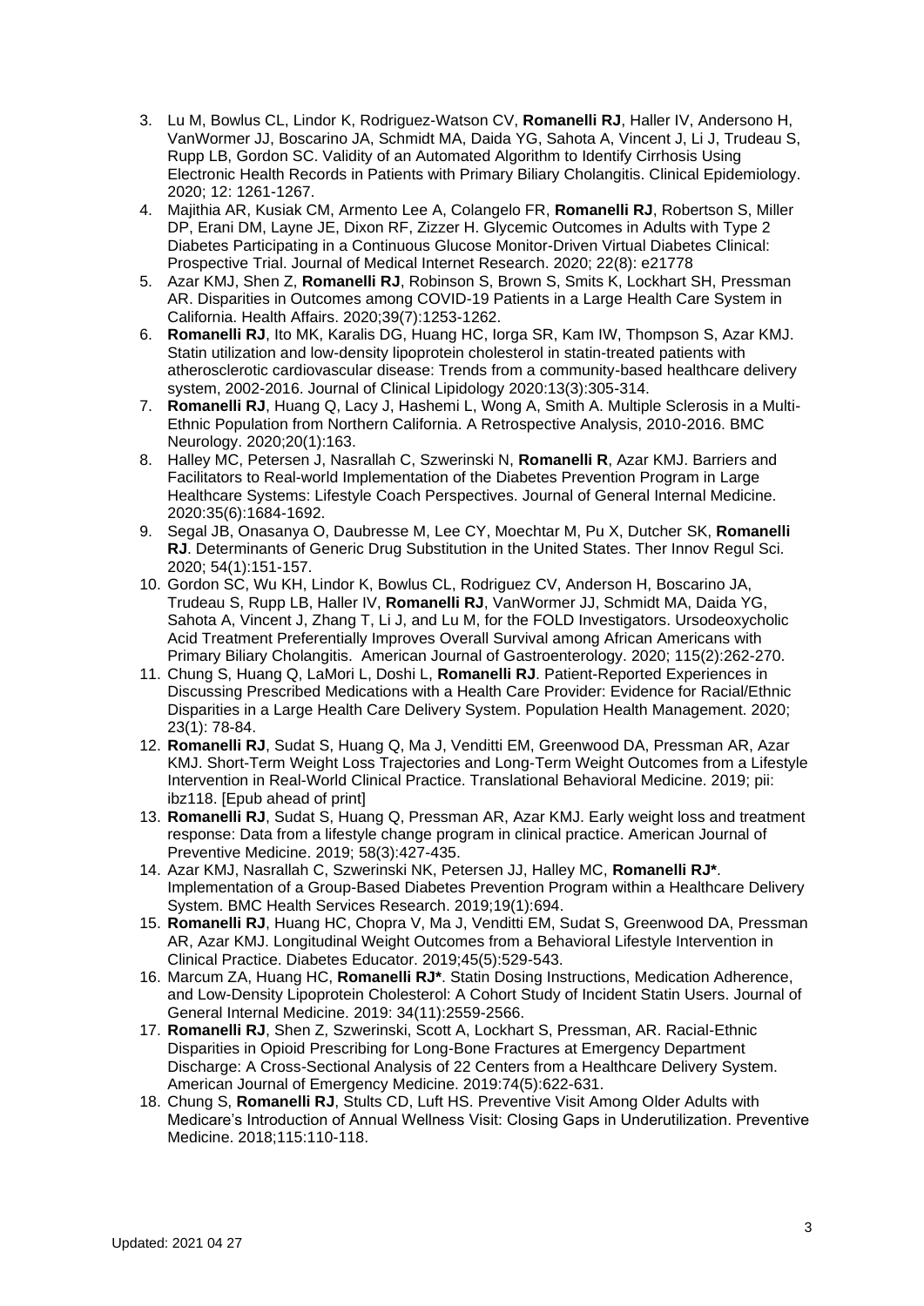3. Lu M, Bowlus CL, Lindor K, Rodriguez-Watson CV, **Romanelli RJ**, Haller IV, Andersono H, VanWormer JJ, Boscarino JA, Schmidt MA, Daida YG, Sahota A, Vincent J, Li J, Trudeau S, Rupp LB, Gordon SC. Validity of an Automated Algorithm to Identify Cirrhosis Using Electronic Health Records in Patients with Primary Biliary Cholangitis. Clinical Epidemiology. 2020; 12: 1261-1267.
4. Majithia AR, Kusiak CM, Armento Lee A, Colangelo FR, **Romanelli RJ**, Robertson S, Miller DP, Erani DM, Layne JE, Dixon RF, Zizzer H. Glycemic Outcomes in Adults with Type 2 Diabetes Participating in a Continuous Glucose Monitor-Driven Virtual Diabetes Clinical: Prospective Trial. Journal of Medical Internet Research. 2020; 22(8): e21778
5. Azar KMJ, Shen Z, **Romanelli RJ**, Robinson S, Brown S, Smits K, Lockhart SH, Pressman AR. Disparities in Outcomes among COVID-19 Patients in a Large Health Care System in California. Health Affairs. 2020;39(7):1253-1262.
6. **Romanelli RJ**, Ito MK, Karalis DG, Huang HC, Iorga SR, Kam IW, Thompson S, Azar KMJ. Statin utilization and low-density lipoprotein cholesterol in statin-treated patients with atherosclerotic cardiovascular disease: Trends from a community-based healthcare delivery system, 2002-2016. Journal of Clinical Lipidology 2020:13(3):305-314.
7. **Romanelli RJ**, Huang Q, Lacy J, Hashemi L, Wong A, Smith A. Multiple Sclerosis in a Multi-Ethnic Population from Northern California. A Retrospective Analysis, 2010-2016. BMC Neurology. 2020;20(1):163.
8. Halley MC, Petersen J, Nasrallah C, Szwerinski N, **Romanelli R**, Azar KMJ. Barriers and Facilitators to Real-world Implementation of the Diabetes Prevention Program in Large Healthcare Systems: Lifestyle Coach Perspectives. Journal of General Internal Medicine. 2020:35(6):1684-1692.
9. Segal JB, Onasanya O, Daubresse M, Lee CY, Moechtar M, Pu X, Dutcher SK, **Romanelli RJ**. Determinants of Generic Drug Substitution in the United States. Ther Innov Regul Sci. 2020; 54(1):151-157.
10. Gordon SC, Wu KH, Lindor K, Bowlus CL, Rodriguez CV, Anderson H, Boscarino JA, Trudeau S, Rupp LB, Haller IV, **Romanelli RJ**, VanWormer JJ, Schmidt MA, Daida YG, Sahota A, Vincent J, Zhang T, Li J, and Lu M, for the FOLD Investigators. Ursodeoxycholic Acid Treatment Preferentially Improves Overall Survival among African Americans with Primary Biliary Cholangitis. American Journal of Gastroenterology. 2020; 115(2):262-270.
11. Chung S, Huang Q, LaMori L, Doshi L, **Romanelli RJ**. Patient-Reported Experiences in Discussing Prescribed Medications with a Health Care Provider: Evidence for Racial/Ethnic Disparities in a Large Health Care Delivery System. Population Health Management. 2020; 23(1): 78-84.
12. **Romanelli RJ**, Sudat S, Huang Q, Ma J, Venditti EM, Greenwood DA, Pressman AR, Azar KMJ. Short-Term Weight Loss Trajectories and Long-Term Weight Outcomes from a Lifestyle Intervention in Real-World Clinical Practice. Translational Behavioral Medicine. 2019; pii: ibz118. [Epub ahead of print]
13. **Romanelli RJ**, Sudat S, Huang Q, Pressman AR, Azar KMJ. Early weight loss and treatment response: Data from a lifestyle change program in clinical practice. American Journal of Preventive Medicine. 2019; 58(3):427-435.
14. Azar KMJ, Nasrallah C, Szwerinski NK, Petersen JJ, Halley MC, **Romanelli RJ***. Implementation of a Group-Based Diabetes Prevention Program within a Healthcare Delivery System. BMC Health Services Research. 2019;19(1):694.
15. **Romanelli RJ**, Huang HC, Chopra V, Ma J, Venditti EM, Sudat S, Greenwood DA, Pressman AR, Azar KMJ. Longitudinal Weight Outcomes from a Behavioral Lifestyle Intervention in Clinical Practice. Diabetes Educator. 2019;45(5):529-543.
16. Marcum ZA, Huang HC, **Romanelli RJ***. Statin Dosing Instructions, Medication Adherence, and Low-Density Lipoprotein Cholesterol: A Cohort Study of Incident Statin Users. Journal of General Internal Medicine. 2019: 34(11):2559-2566.
17. **Romanelli RJ**, Shen Z, Szwerinski, Scott A, Lockhart S, Pressman, AR. Racial-Ethnic Disparities in Opioid Prescribing for Long-Bone Fractures at Emergency Department Discharge: A Cross-Sectional Analysis of 22 Centers from a Healthcare Delivery System. American Journal of Emergency Medicine. 2019:74(5):622-631.
18. Chung S, **Romanelli RJ**, Stults CD, Luft HS. Preventive Visit Among Older Adults with Medicare's Introduction of Annual Wellness Visit: Closing Gaps in Underutilization. Preventive Medicine. 2018;115:110-118.

Updated: 2021 04 27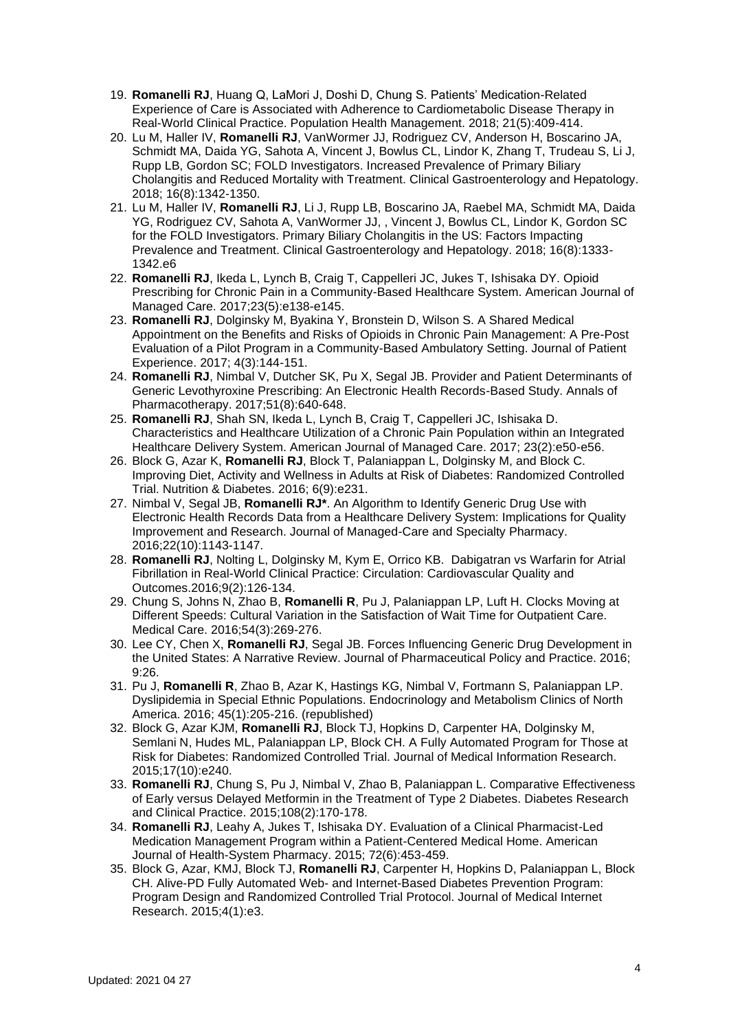19. **Romanelli RJ**, Huang Q, LaMori J, Doshi D, Chung S. Patients' Medication-Related Experience of Care is Associated with Adherence to Cardiometabolic Disease Therapy in Real-World Clinical Practice. Population Health Management. 2018; 21(5):409-414.
20. Lu M, Haller IV, **Romanelli RJ**, VanWormer JJ, Rodriguez CV, Anderson H, Boscarino JA, Schmidt MA, Daida YG, Sahota A, Vincent J, Bowlus CL, Lindor K, Zhang T, Trudeau S, Li J, Rupp LB, Gordon SC; FOLD Investigators. Increased Prevalence of Primary Biliary Cholangitis and Reduced Mortality with Treatment. Clinical Gastroenterology and Hepatology. 2018; 16(8):1342-1350.
21. Lu M, Haller IV, **Romanelli RJ**, Li J, Rupp LB, Boscarino JA, Raebel MA, Schmidt MA, Daida YG, Rodriguez CV, Sahota A, VanWormer JJ, , Vincent J, Bowlus CL, Lindor K, Gordon SC for the FOLD Investigators. Primary Biliary Cholangitis in the US: Factors Impacting Prevalence and Treatment. Clinical Gastroenterology and Hepatology. 2018; 16(8):1333-1342.e6
22. **Romanelli RJ**, Ikeda L, Lynch B, Craig T, Cappelleri JC, Jukes T, Ishisaka DY. Opioid Prescribing for Chronic Pain in a Community-Based Healthcare System. American Journal of Managed Care. 2017;23(5):e138-e145.
23. **Romanelli RJ**, Dolginsky M, Byakina Y, Bronstein D, Wilson S. A Shared Medical Appointment on the Benefits and Risks of Opioids in Chronic Pain Management: A Pre-Post Evaluation of a Pilot Program in a Community-Based Ambulatory Setting. Journal of Patient Experience. 2017; 4(3):144-151.
24. **Romanelli RJ**, Nimbal V, Dutcher SK, Pu X, Segal JB. Provider and Patient Determinants of Generic Levothyroxine Prescribing: An Electronic Health Records-Based Study. Annals of Pharmacotherapy. 2017;51(8):640-648.
25. **Romanelli RJ**, Shah SN, Ikeda L, Lynch B, Craig T, Cappelleri JC, Ishisaka D. Characteristics and Healthcare Utilization of a Chronic Pain Population within an Integrated Healthcare Delivery System. American Journal of Managed Care. 2017; 23(2):e50-e56.
26. Block G, Azar K, **Romanelli RJ**, Block T, Palaniappan L, Dolginsky M, and Block C. Improving Diet, Activity and Wellness in Adults at Risk of Diabetes: Randomized Controlled Trial. Nutrition & Diabetes. 2016; 6(9):e231.
27. Nimbal V, Segal JB, **Romanelli RJ***. An Algorithm to Identify Generic Drug Use with Electronic Health Records Data from a Healthcare Delivery System: Implications for Quality Improvement and Research. Journal of Managed-Care and Specialty Pharmacy. 2016;22(10):1143-1147.
28. **Romanelli RJ**, Nolting L, Dolginsky M, Kym E, Orrico KB. Dabigatran vs Warfarin for Atrial Fibrillation in Real-World Clinical Practice: Circulation: Cardiovascular Quality and Outcomes.2016;9(2):126-134.
29. Chung S, Johns N, Zhao B, **Romanelli R**, Pu J, Palaniappan LP, Luft H. Clocks Moving at Different Speeds: Cultural Variation in the Satisfaction of Wait Time for Outpatient Care. Medical Care. 2016;54(3):269-276.
30. Lee CY, Chen X, **Romanelli RJ**, Segal JB. Forces Influencing Generic Drug Development in the United States: A Narrative Review. Journal of Pharmaceutical Policy and Practice. 2016; 9:26.
31. Pu J, **Romanelli R**, Zhao B, Azar K, Hastings KG, Nimbal V, Fortmann S, Palaniappan LP. Dyslipidemia in Special Ethnic Populations. Endocrinology and Metabolism Clinics of North America. 2016; 45(1):205-216. (republished)
32. Block G, Azar KJM, **Romanelli RJ**, Block TJ, Hopkins D, Carpenter HA, Dolginsky M, Semlani N, Hudes ML, Palaniappan LP, Block CH. A Fully Automated Program for Those at Risk for Diabetes: Randomized Controlled Trial. Journal of Medical Information Research. 2015;17(10):e240.
33. **Romanelli RJ**, Chung S, Pu J, Nimbal V, Zhao B, Palaniappan L. Comparative Effectiveness of Early versus Delayed Metformin in the Treatment of Type 2 Diabetes. Diabetes Research and Clinical Practice. 2015;108(2):170-178.
34. **Romanelli RJ**, Leahy A, Jukes T, Ishisaka DY. Evaluation of a Clinical Pharmacist-Led Medication Management Program within a Patient-Centered Medical Home. American Journal of Health-System Pharmacy. 2015; 72(6):453-459.
35. Block G, Azar, KMJ, Block TJ, **Romanelli RJ**, Carpenter H, Hopkins D, Palaniappan L, Block CH. Alive-PD Fully Automated Web- and Internet-Based Diabetes Prevention Program: Program Design and Randomized Controlled Trial Protocol. Journal of Medical Internet Research. 2015;4(1):e3.

Updated: 2021 04 27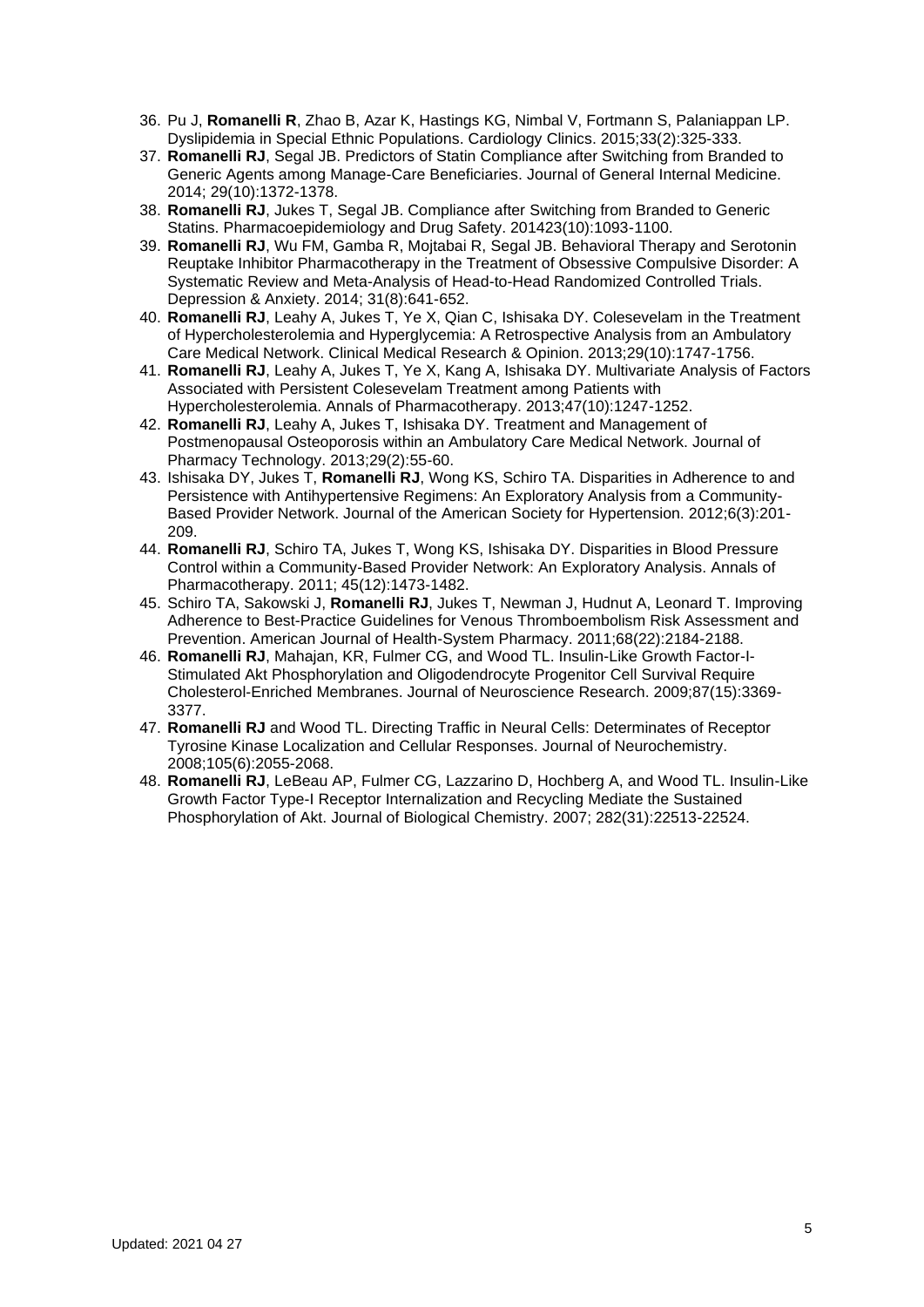36. Pu J, **Romanelli R**, Zhao B, Azar K, Hastings KG, Nimbal V, Fortmann S, Palaniappan LP. Dyslipidemia in Special Ethnic Populations. Cardiology Clinics. 2015;33(2):325-333.
37. **Romanelli RJ**, Segal JB. Predictors of Statin Compliance after Switching from Branded to Generic Agents among Manage-Care Beneficiaries. Journal of General Internal Medicine. 2014; 29(10):1372-1378.
38. **Romanelli RJ**, Jukes T, Segal JB. Compliance after Switching from Branded to Generic Statins. Pharmacoepidemiology and Drug Safety. 201423(10):1093-1100.
39. **Romanelli RJ**, Wu FM, Gamba R, Mojtabai R, Segal JB. Behavioral Therapy and Serotonin Reuptake Inhibitor Pharmacotherapy in the Treatment of Obsessive Compulsive Disorder: A Systematic Review and Meta-Analysis of Head-to-Head Randomized Controlled Trials. Depression & Anxiety. 2014; 31(8):641-652.
40. **Romanelli RJ**, Leahy A, Jukes T, Ye X, Qian C, Ishisaka DY. Colesevelam in the Treatment of Hypercholesterolemia and Hyperglycemia: A Retrospective Analysis from an Ambulatory Care Medical Network. Clinical Medical Research & Opinion. 2013;29(10):1747-1756.
41. **Romanelli RJ**, Leahy A, Jukes T, Ye X, Kang A, Ishisaka DY. Multivariate Analysis of Factors Associated with Persistent Colesevelam Treatment among Patients with Hypercholesterolemia. Annals of Pharmacotherapy. 2013;47(10):1247-1252.
42. **Romanelli RJ**, Leahy A, Jukes T, Ishisaka DY. Treatment and Management of Postmenopausal Osteoporosis within an Ambulatory Care Medical Network. Journal of Pharmacy Technology. 2013;29(2):55-60.
43. Ishisaka DY, Jukes T, **Romanelli RJ**, Wong KS, Schiro TA. Disparities in Adherence to and Persistence with Antihypertensive Regimens: An Exploratory Analysis from a Community-Based Provider Network. Journal of the American Society for Hypertension. 2012;6(3):201-209.
44. **Romanelli RJ**, Schiro TA, Jukes T, Wong KS, Ishisaka DY. Disparities in Blood Pressure Control within a Community-Based Provider Network: An Exploratory Analysis. Annals of Pharmacotherapy. 2011; 45(12):1473-1482.
45. Schiro TA, Sakowski J, **Romanelli RJ**, Jukes T, Newman J, Hudnut A, Leonard T. Improving Adherence to Best-Practice Guidelines for Venous Thromboembolism Risk Assessment and Prevention. American Journal of Health-System Pharmacy. 2011;68(22):2184-2188.
46. **Romanelli RJ**, Mahajan, KR, Fulmer CG, and Wood TL. Insulin-Like Growth Factor-I-Stimulated Akt Phosphorylation and Oligodendrocyte Progenitor Cell Survival Require Cholesterol-Enriched Membranes. Journal of Neuroscience Research. 2009;87(15):3369-3377.
47. **Romanelli RJ** and Wood TL. Directing Traffic in Neural Cells: Determinates of Receptor Tyrosine Kinase Localization and Cellular Responses. Journal of Neurochemistry. 2008;105(6):2055-2068.
48. **Romanelli RJ**, LeBeau AP, Fulmer CG, Lazzarino D, Hochberg A, and Wood TL. Insulin-Like Growth Factor Type-I Receptor Internalization and Recycling Mediate the Sustained Phosphorylation of Akt. Journal of Biological Chemistry. 2007; 282(31):22513-22524.

Updated: 2021 04 27